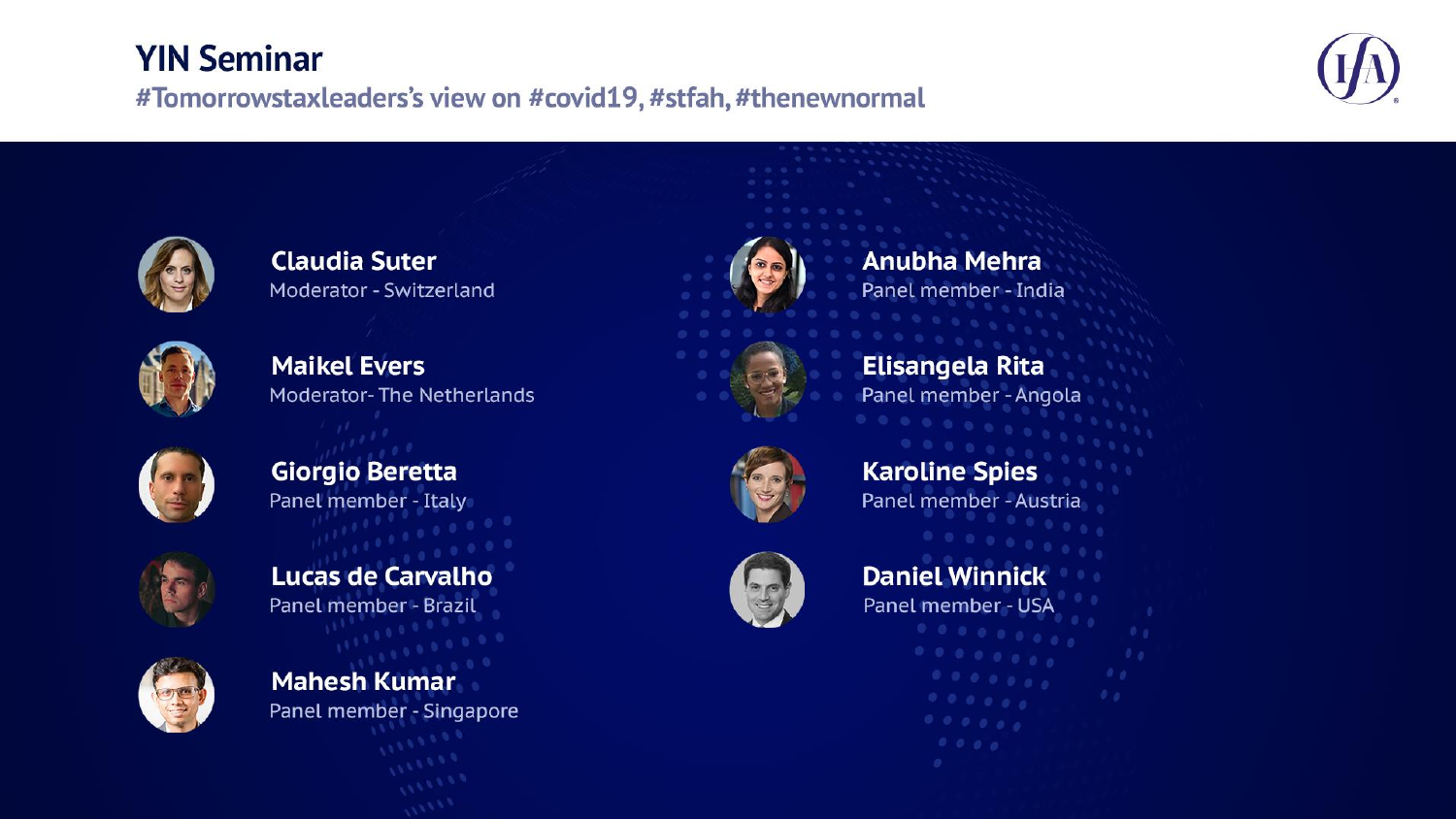# YIN Seminar

## #Tomorrowstaxleaders's view on #covid19, #stfah, #thenewnormal

**Claudia Suter**
Moderator - Switzerland

**Maikel Evers**
Moderator- The Netherlands

**Giorgio Beretta**
Panel member - Italy

**Lucas de Carvalho**
Panel member - Brazil

**Mahesh Kumar**
Panel member - Singapore

**Anubha Mehra**
Panel member - India

**Elisangela Rita**
Panel member - Angola

**Karoline Spies**
Panel member - Austria

**Daniel Winnick**
Panel member - USA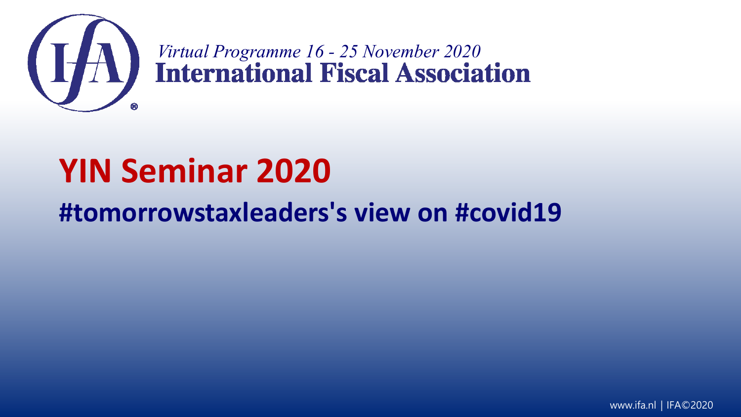*Virtual Programme 16 - 25 November 2020*
**International Fiscal Association**

# YIN Seminar 2020

## #tomorrowstaxleaders's view on #covid19

www.ifa.nl | IFA©2020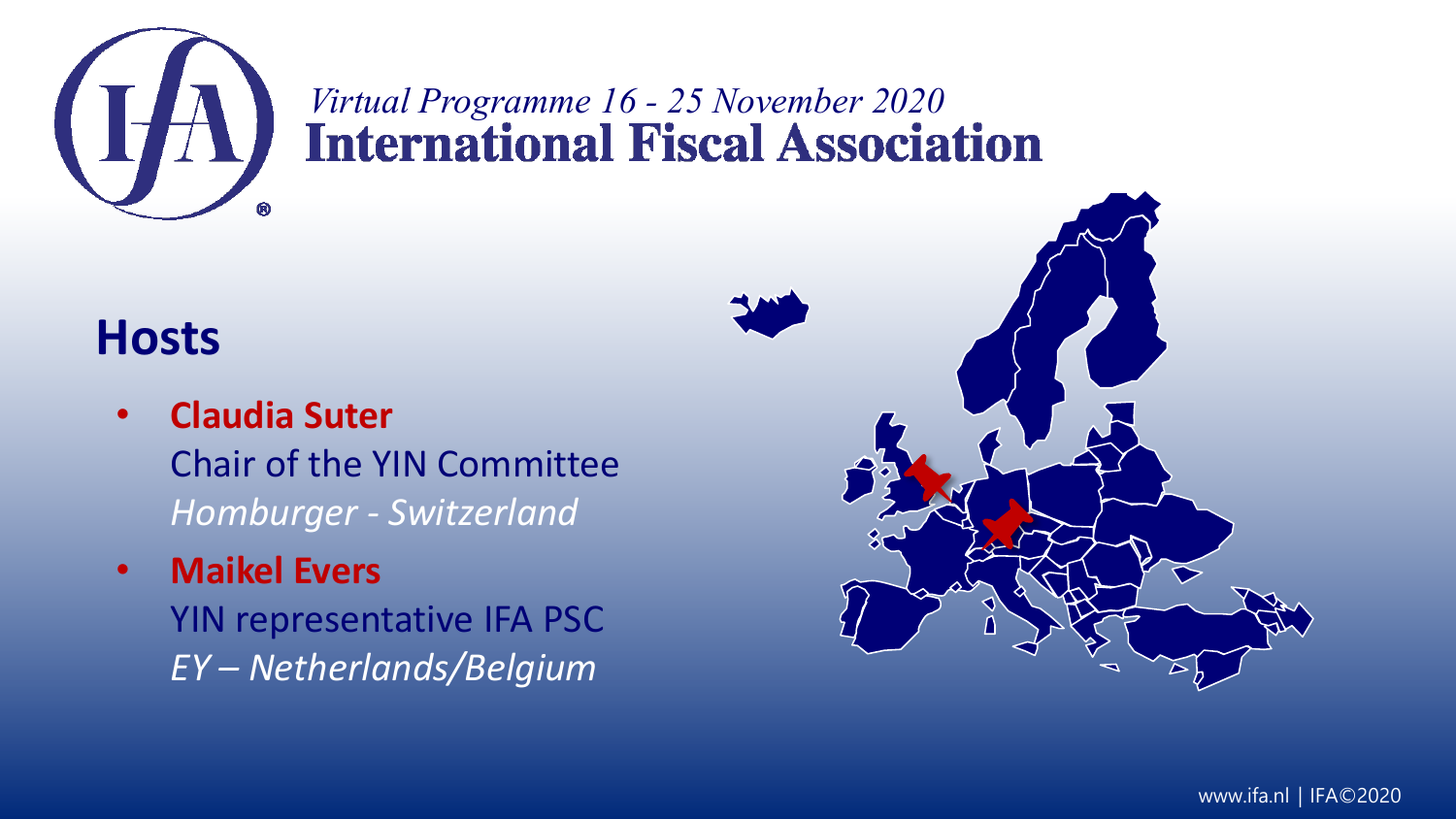*Virtual Programme 16 - 25 November 2020*

**International Fiscal Association**

## Hosts

- **Claudia Suter**
  Chair of the YIN Committee
  *Homburger - Switzerland*
- **Maikel Evers**
  YIN representative IFA PSC
  *EY – Netherlands/Belgium*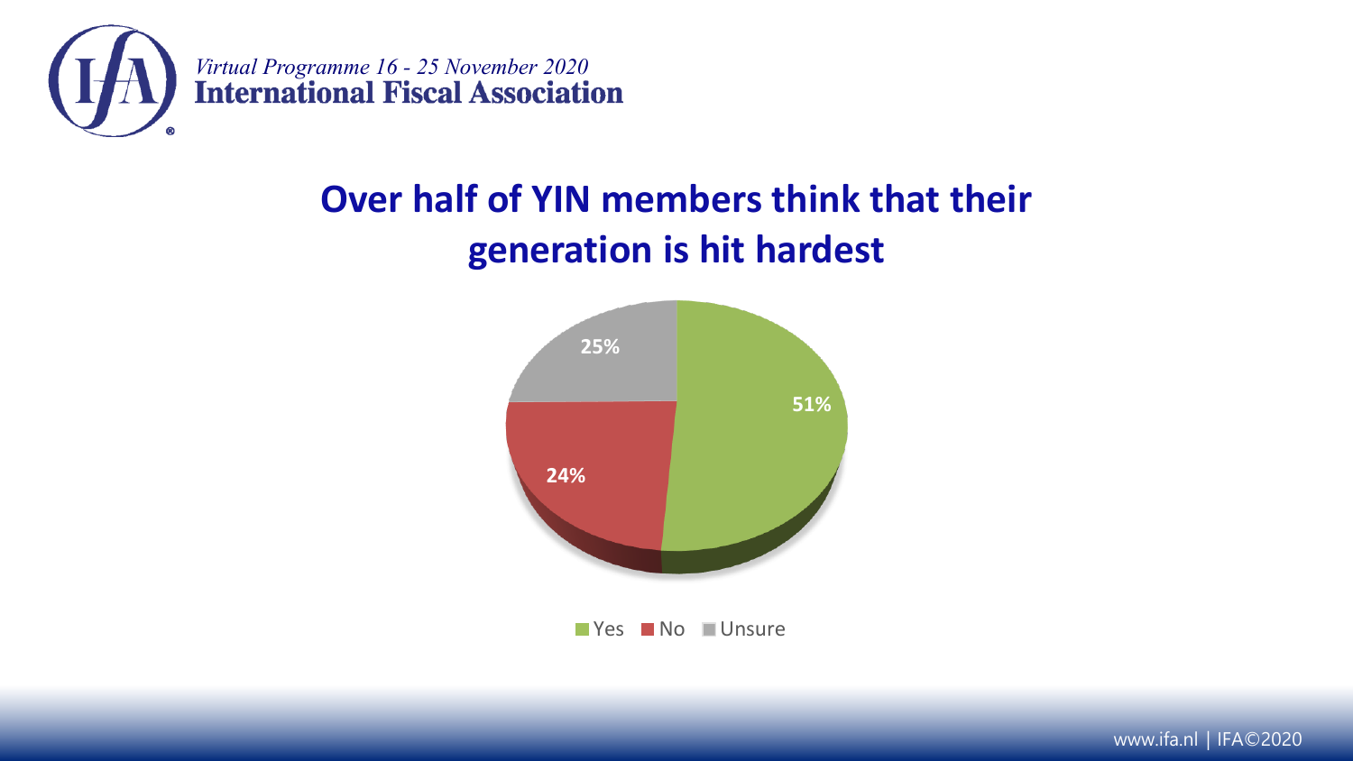## Over half of YIN members think that their generation is hit hardest

| Response | Percentage |
| --- | --- |
| Yes | 51% |
| No | 24% |
| Unsure | 25% |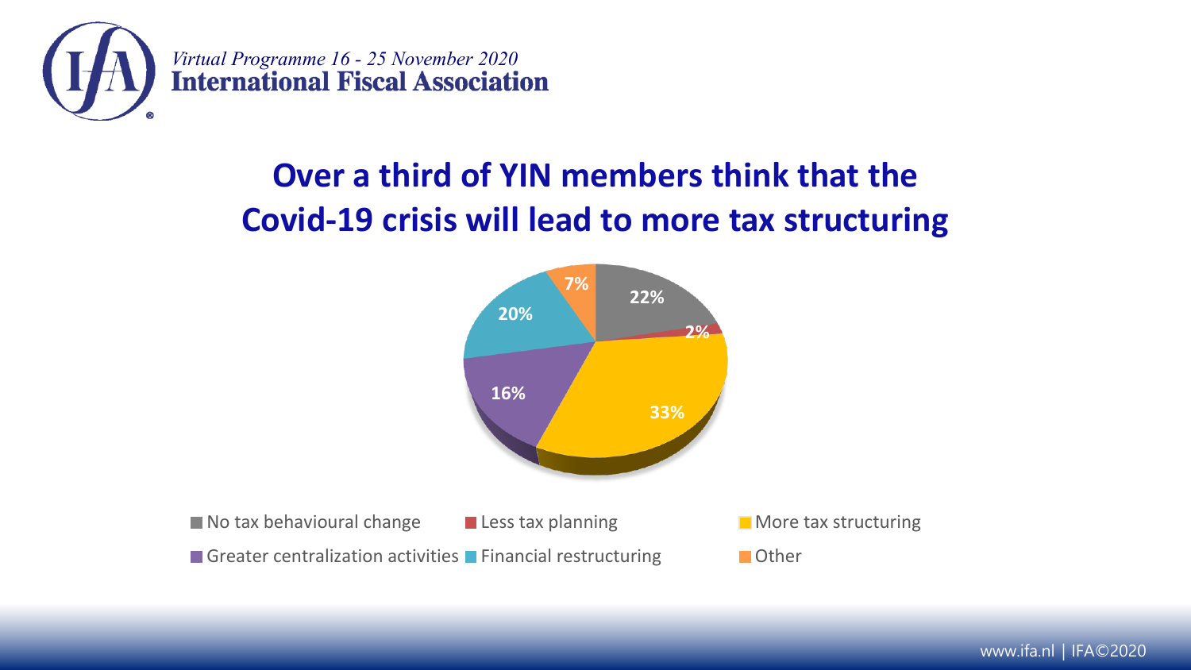# Over a third of YIN members think that the Covid-19 crisis will lead to more tax structuring

| Category | Share |
| --- | --- |
| No tax behavioural change | 22% |
| Less tax planning | 2% |
| More tax structuring | 33% |
| Greater centralization activities | 16% |
| Financial restructuring | 20% |
| Other | 7% |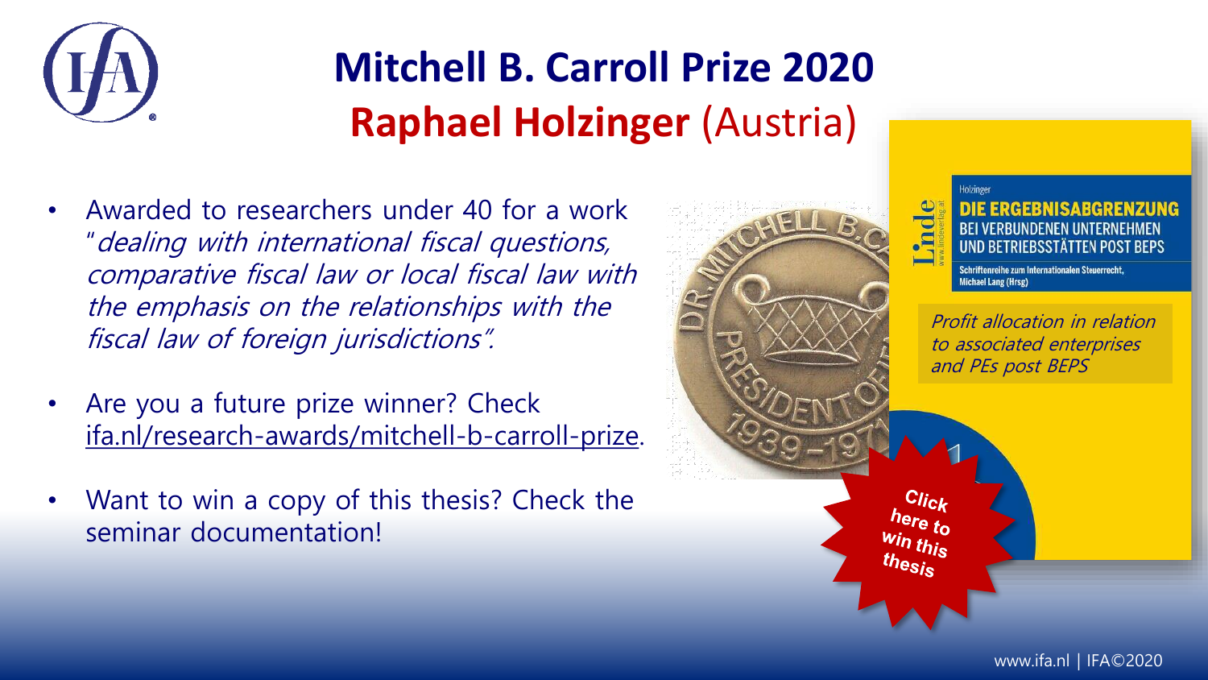# Mitchell B. Carroll Prize 2020

## **Raphael Holzinger** (Austria)

- Awarded to researchers under 40 for a work "*dealing with international fiscal questions, comparative fiscal law or local fiscal law with the emphasis on the relationships with the fiscal law of foreign jurisdictions*".
- Are you a future prize winner? Check ifa.nl/research-awards/mitchell-b-carroll-prize.
- Want to win a copy of this thesis? Check the seminar documentation!

Holzinger

**DIE ERGEBNISABGRENZUNG BEI VERBUNDENEN UNTERNEHMEN UND BETRIEBSSTÄTTEN POST BEPS**

Schriftenreihe zum Internationalen Steuerrecht, Michael Lang (Hrsg)

*Profit allocation in relation to associated enterprises and PEs post BEPS*

Click here to win this thesis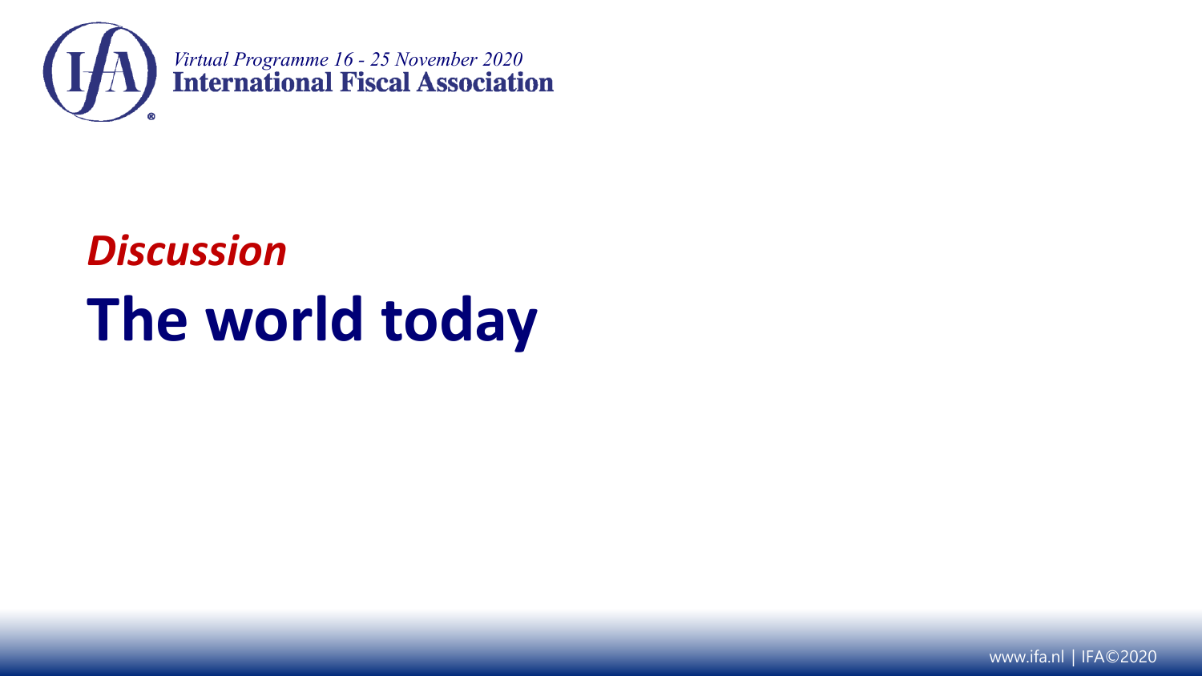*Discussion*

# The world today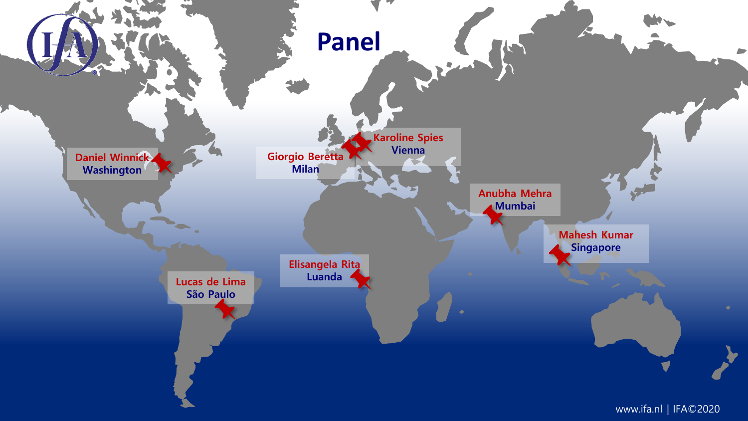# Panel

- **Daniel Winnick** – Washington
- **Giorgio Beretta** – Milan
- **Karoline Spies** – Vienna
- **Anubha Mehra** – Mumbai
- **Mahesh Kumar** – Singapore
- **Elisangela Rita** – Luanda
- **Lucas de Lima** – São Paulo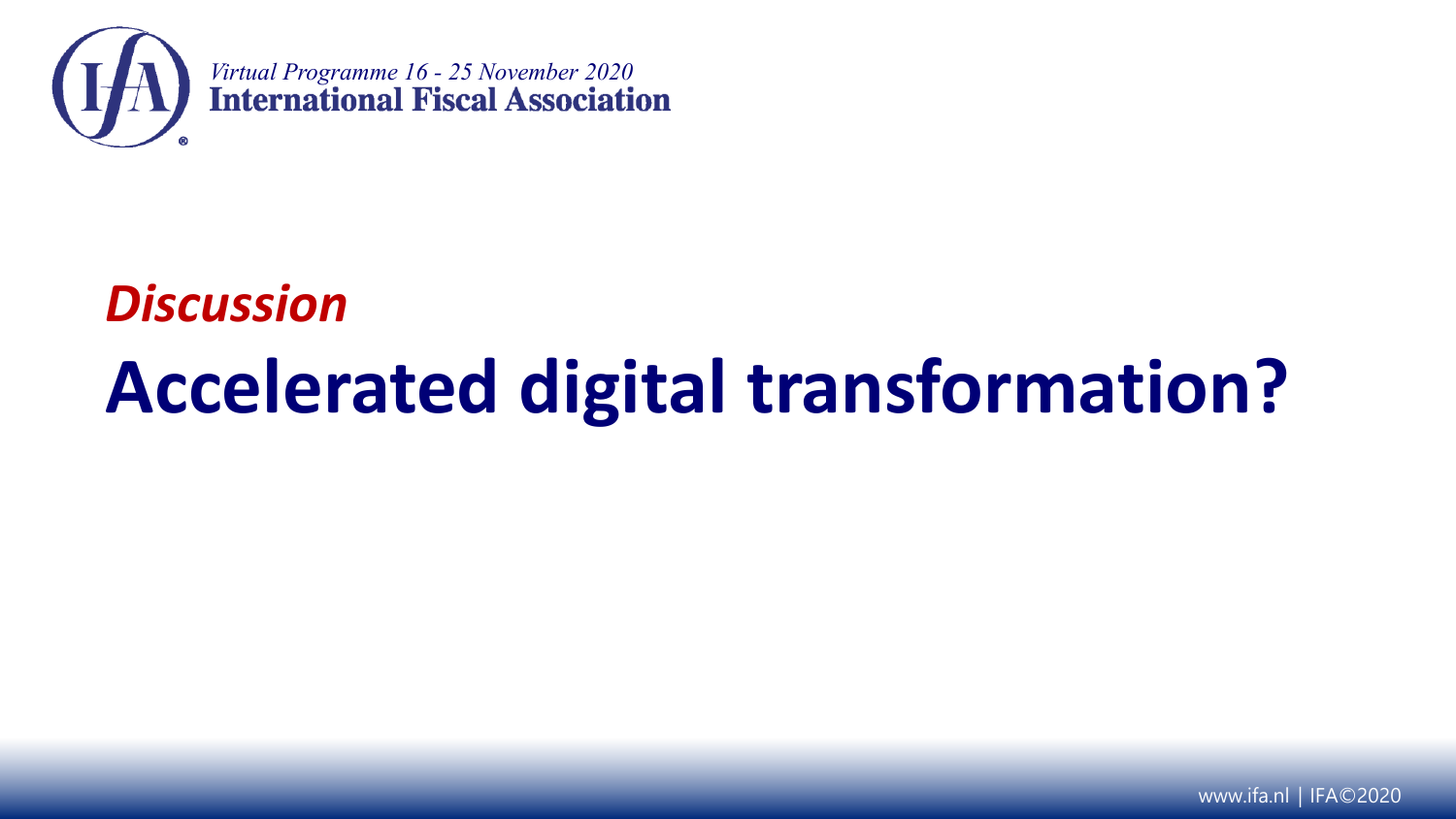*Discussion*

# Accelerated digital transformation?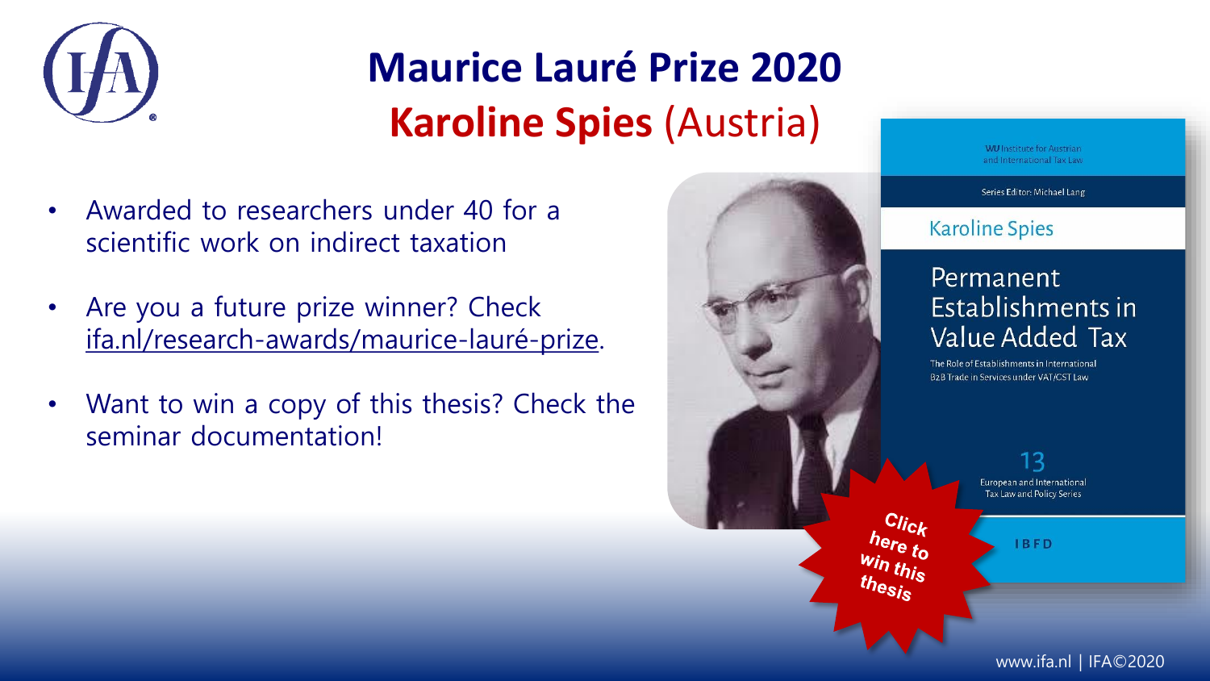# Maurice Lauré Prize 2020

## Karoline Spies (Austria)

- Awarded to researchers under 40 for a scientific work on indirect taxation
- Are you a future prize winner? Check ifa.nl/research-awards/maurice-lauré-prize.
- Want to win a copy of this thesis? Check the seminar documentation!

WU Institute for Austrian and International Tax Law

Series Editor: Michael Lang

Karoline Spies

Permanent Establishments in Value Added Tax

The Role of Establishments in International B2B Trade in Services under VAT/GST Law

13

European and International Tax Law and Policy Series

IBFD

Click here to win this thesis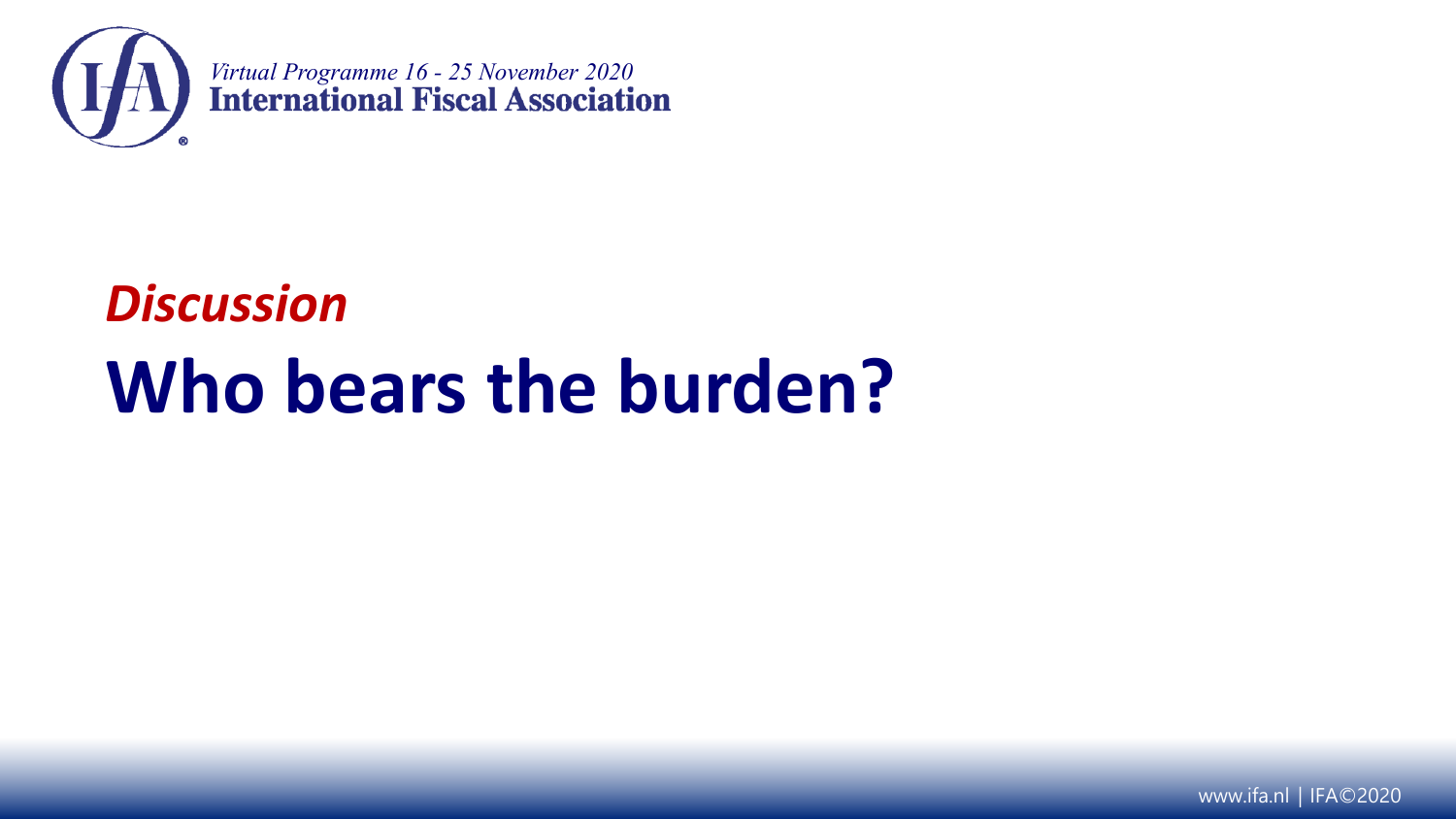*Discussion*

# Who bears the burden?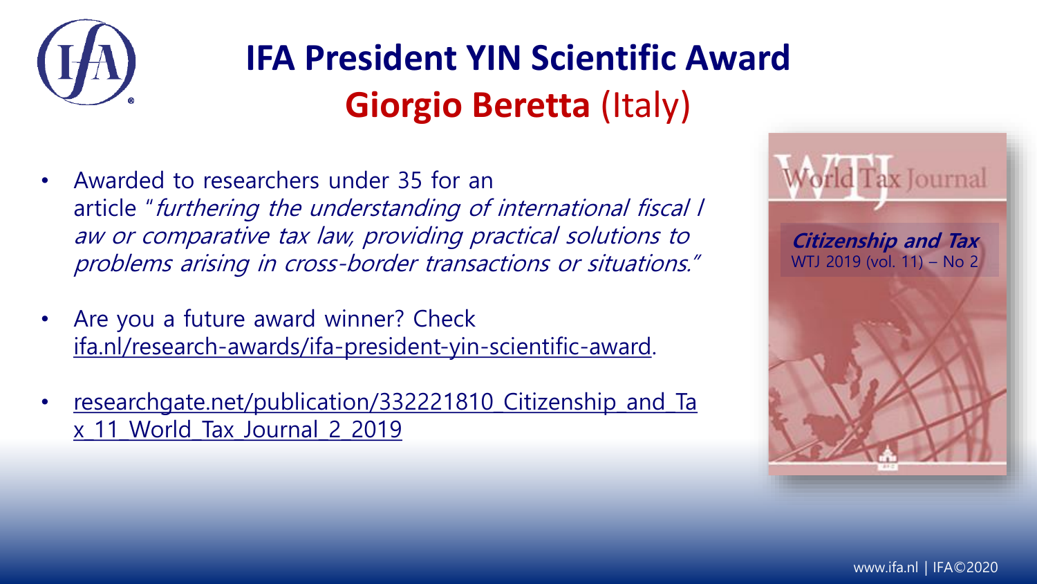# IFA President YIN Scientific Award

## **Giorgio Beretta** (Italy)

- Awarded to researchers under 35 for an article "*furthering the understanding of international fiscal law or comparative tax law, providing practical solutions to problems arising in cross-border transactions or situations.*"
- Are you a future award winner? Check ifa.nl/research-awards/ifa-president-yin-scientific-award.
- researchgate.net/publication/332221810_Citizenship_and_Tax_11_World_Tax_Journal_2_2019

World Tax Journal

***Citizenship and Tax***
WTJ 2019 (vol. 11) – No 2

www.ifa.nl | IFA©2020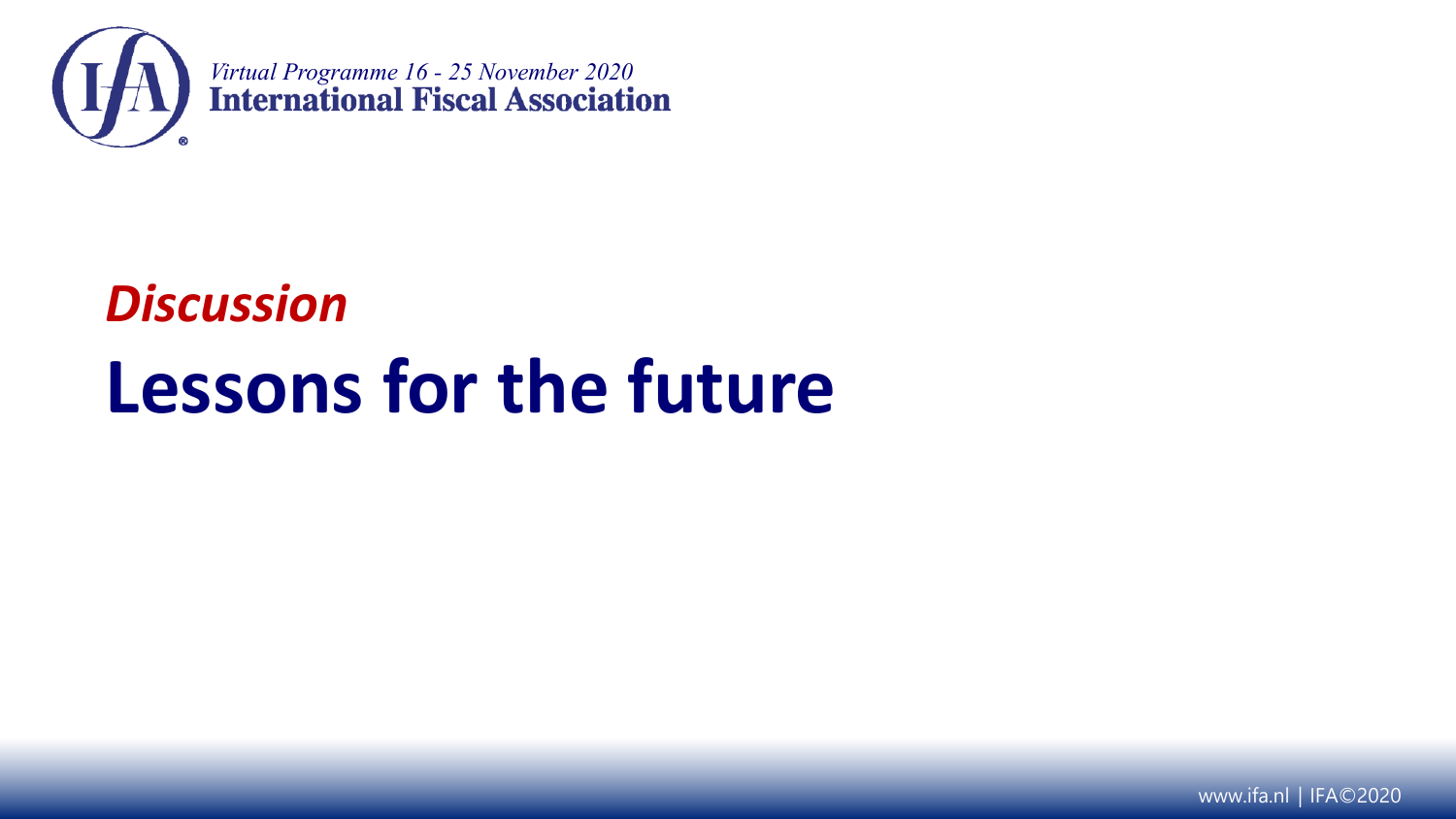*Discussion*

# Lessons for the future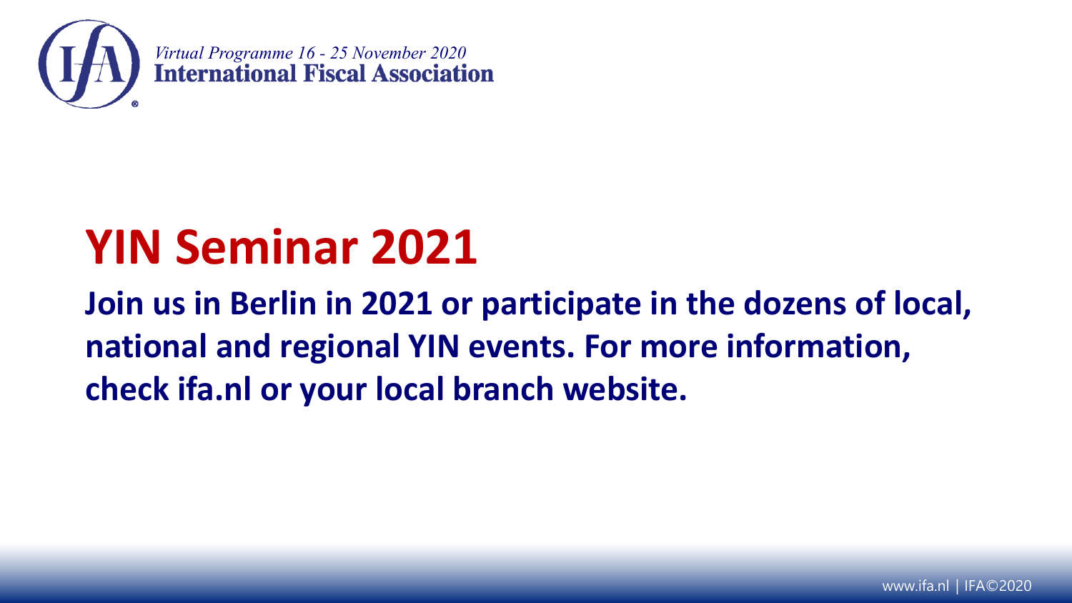# YIN Seminar 2021

**Join us in Berlin in 2021 or participate in the dozens of local, national and regional YIN events. For more information, check ifa.nl or your local branch website.**